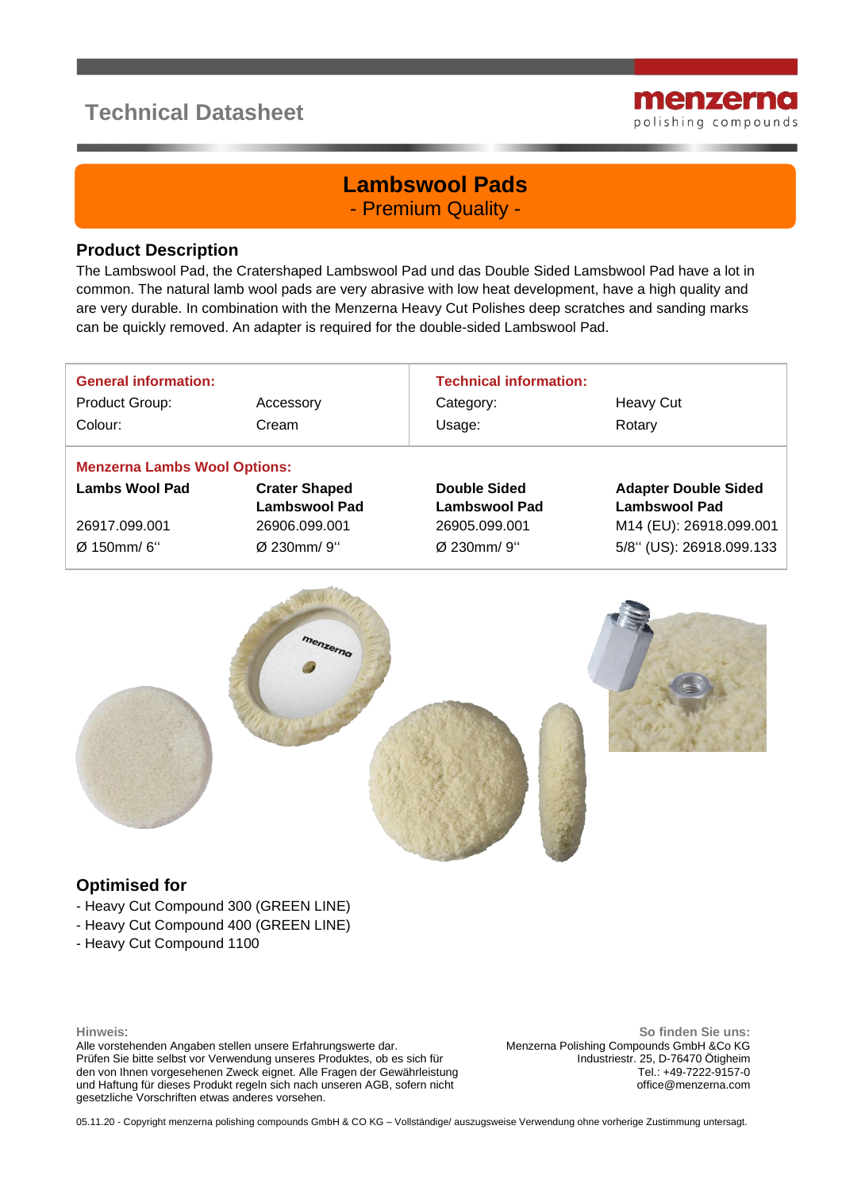# Technical Datasheet

menzerna
polishing compounds

## Lambswool Pads

- Premium Quality -

### Product Description

The Lambswool Pad, the Cratershaped Lambswool Pad und das Double Sided Lamsbwool Pad have a lot in common. The natural lamb wool pads are very abrasive with low heat development, have a high quality and are very durable. In combination with the Menzerna Heavy Cut Polishes deep scratches and sanding marks can be quickly removed. An adapter is required for the double-sided Lambswool Pad.

| **General information:** | | **Technical information:** | |
|---|---|---|---|
| Product Group: | Accessory | Category: | Heavy Cut |
| Colour: | Cream | Usage: | Rotary |
| **Menzerna Lambs Wool Options:** | | | |
| **Lambs Wool Pad** | **Crater Shaped Lambswool Pad** | **Double Sided Lambswool Pad** | **Adapter Double Sided Lambswool Pad** |
| 26917.099.001 | 26906.099.001 | 26905.099.001 | M14 (EU): 26918.099.001 |
| Ø 150mm/ 6‘‘ | Ø 230mm/ 9‘‘ | Ø 230mm/ 9‘‘ | 5/8‘‘ (US): 26918.099.133 |

### Optimised for

- Heavy Cut Compound 300 (GREEN LINE)
- Heavy Cut Compound 400 (GREEN LINE)
- Heavy Cut Compound 1100

**Hinweis**:
Alle vorstehenden Angaben stellen unsere Erfahrungswerte dar.
Prüfen Sie bitte selbst vor Verwendung unseres Produktes, ob es sich für den von Ihnen vorgesehenen Zweck eignet. Alle Fragen der Gewährleistung und Haftung für dieses Produkt regeln sich nach unseren AGB, sofern nicht gesetzliche Vorschriften etwas anderes vorsehen.

**So finden Sie uns:**
Menzerna Polishing Compounds GmbH &Co KG
Industriestr. 25, D-76470 Ötigheim
Tel.: +49-7222-9157-0
office@menzerna.com

05.11.20 - Copyright menzerna polishing compounds GmbH & CO KG – Vollständige/ auszugsweise Verwendung ohne vorherige Zustimmung untersagt.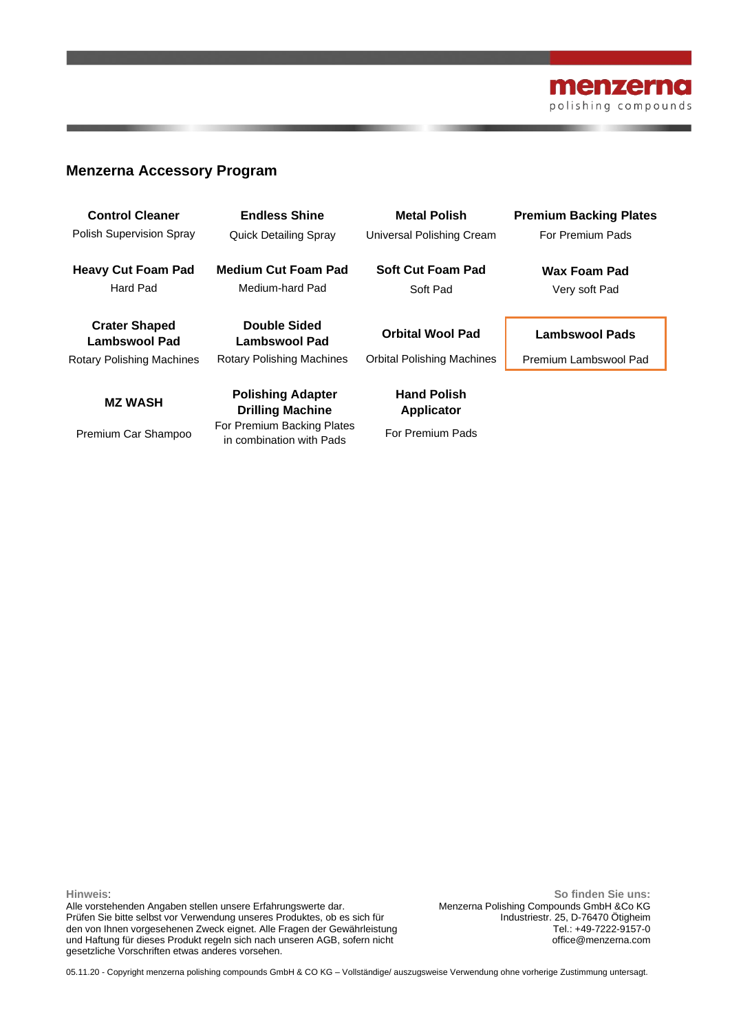## Menzerna Accessory Program

| | | | |
|---|---|---|---|
| **Control Cleaner**<br>Polish Supervision Spray | **Endless Shine**<br>Quick Detailing Spray | **Metal Polish**<br>Universal Polishing Cream | **Premium Backing Plates**<br>For Premium Pads |
| **Heavy Cut Foam Pad**<br>Hard Pad | **Medium Cut Foam Pad**<br>Medium-hard Pad | **Soft Cut Foam Pad**<br>Soft Pad | **Wax Foam Pad**<br>Very soft Pad |
| **Crater Shaped Lambswool Pad**<br>Rotary Polishing Machines | **Double Sided Lambswool Pad**<br>Rotary Polishing Machines | **Orbital Wool Pad**<br>Orbital Polishing Machines | **Lambswool Pads**<br>Premium Lambswool Pad |
| **MZ WASH**<br>Premium Car Shampoo | **Polishing Adapter Drilling Machine**<br>For Premium Backing Plates in combination with Pads | **Hand Polish Applicator**<br>For Premium Pads | |

**Hinweis**:
Alle vorstehenden Angaben stellen unsere Erfahrungswerte dar. Prüfen Sie bitte selbst vor Verwendung unseres Produktes, ob es sich für den von Ihnen vorgesehenen Zweck eignet. Alle Fragen der Gewährleistung und Haftung für dieses Produkt regeln sich nach unseren AGB, sofern nicht gesetzliche Vorschriften etwas anderes vorsehen.

**So finden Sie uns:**
Menzerna Polishing Compounds GmbH &Co KG
Industriestr. 25, D-76470 Ötigheim
Tel.: +49-7222-9157-0
office@menzerna.com

05.11.20 - Copyright menzerna polishing compounds GmbH & CO KG – Vollständige/ auszugsweise Verwendung ohne vorherige Zustimmung untersagt.